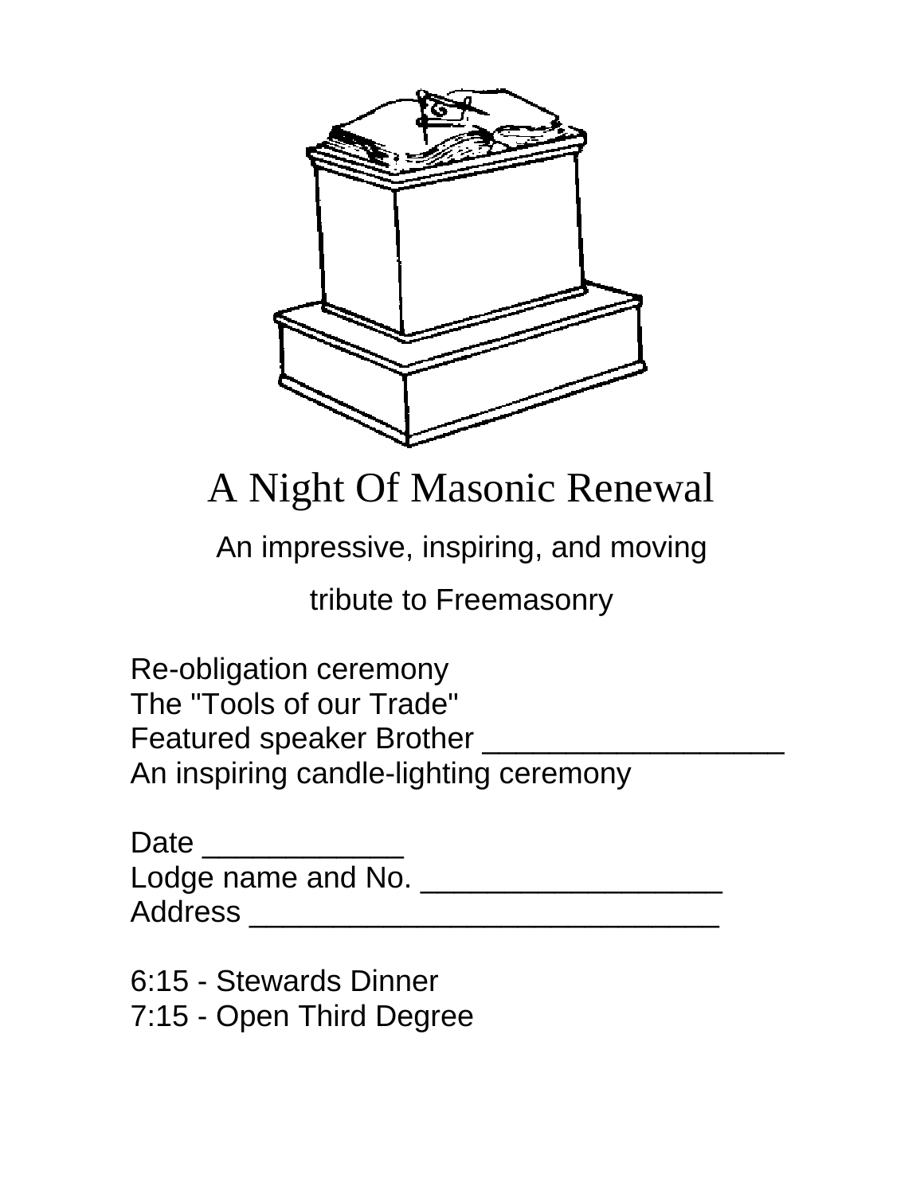# A Night Of Masonic Renewal

An impressive, inspiring, and moving

tribute to Freemasonry

Re-obligation ceremony
The "Tools of our Trade"
Featured speaker Brother ___________________
An inspiring candle-lighting ceremony

Date _____________
Lodge name and No. ___________________
Address ______________________________

6:15 - Stewards Dinner
7:15 - Open Third Degree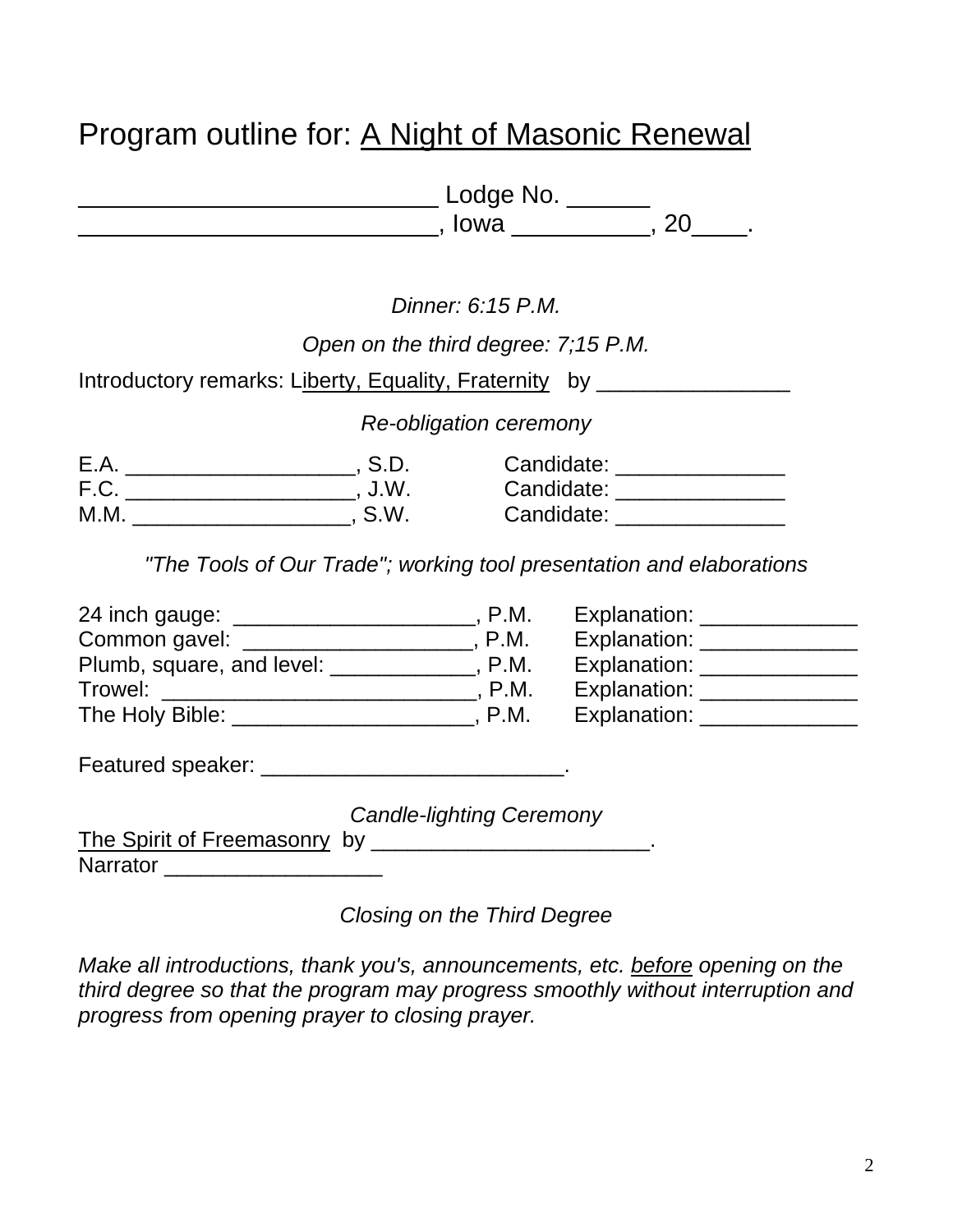# Program outline for: A Night of Masonic Renewal

__________________________ Lodge No. ______
__________________________, Iowa __________, 20____.

*Dinner: 6:15 P.M.*

*Open on the third degree: 7;15 P.M.*

Introductory remarks: Liberty, Equality, Fraternity by ________________

*Re-obligation ceremony*

E.A. ___________________, S.D. Candidate: ______________
F.C. ___________________, J.W. Candidate: ______________
M.M. __________________, S.W. Candidate: ______________

*"The Tools of Our Trade"; working tool presentation and elaborations*

24 inch gauge: ____________________, P.M. Explanation: _____________
Common gavel: ___________________, P.M. Explanation: _____________
Plumb, square, and level: ____________, P.M. Explanation: _____________
Trowel: __________________________, P.M. Explanation: _____________
The Holy Bible: ____________________, P.M. Explanation: _____________

Featured speaker: _________________________.

*Candle-lighting Ceremony*

The Spirit of Freemasonry by _______________________.
Narrator _________________

*Closing on the Third Degree*

*Make all introductions, thank you's, announcements, etc. before opening on the third degree so that the program may progress smoothly without interruption and progress from opening prayer to closing prayer.*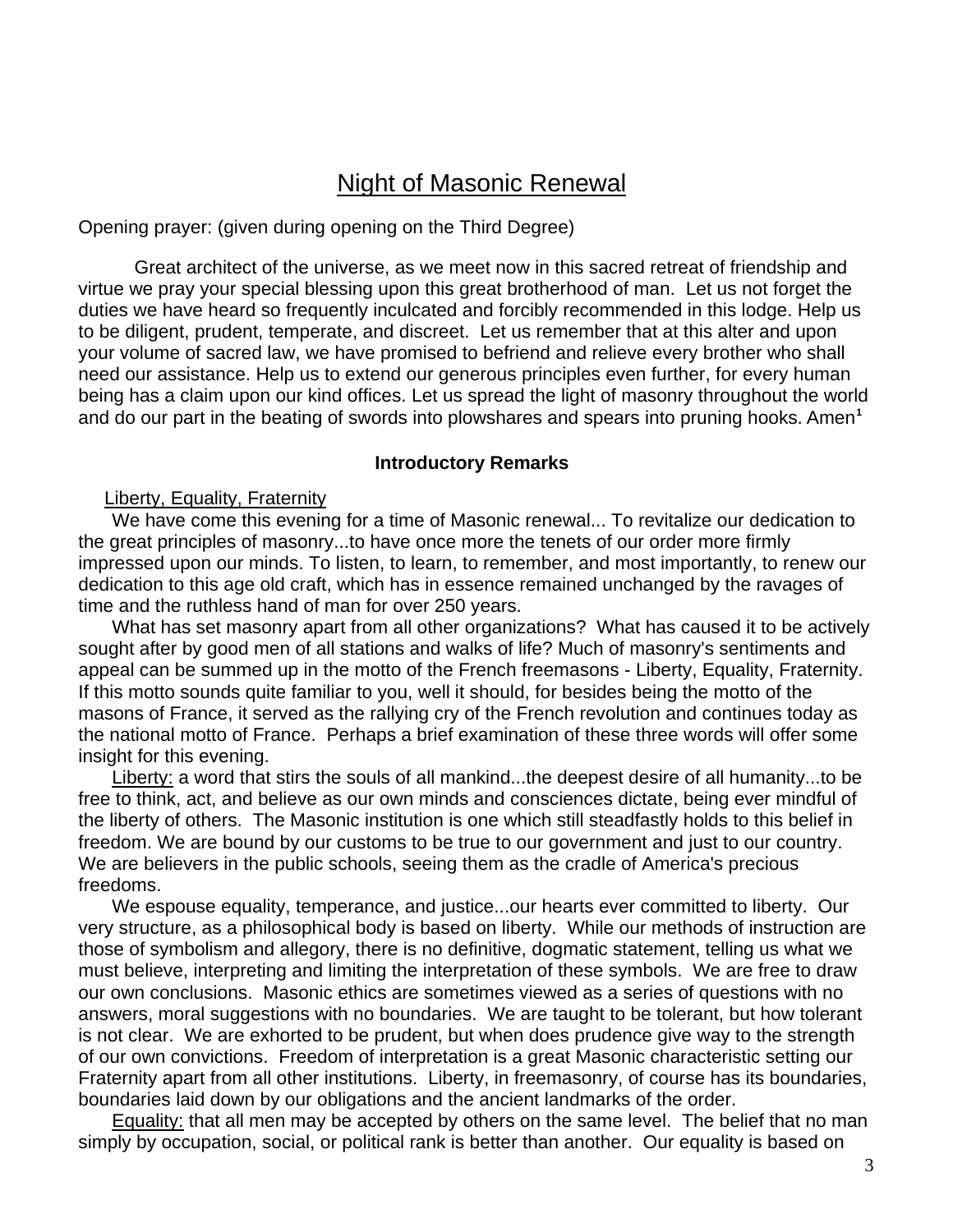# Night of Masonic Renewal

Opening prayer: (given during opening on the Third Degree)

Great architect of the universe, as we meet now in this sacred retreat of friendship and virtue we pray your special blessing upon this great brotherhood of man. Let us not forget the duties we have heard so frequently inculcated and forcibly recommended in this lodge. Help us to be diligent, prudent, temperate, and discreet. Let us remember that at this alter and upon your volume of sacred law, we have promised to befriend and relieve every brother who shall need our assistance. Help us to extend our generous principles even further, for every human being has a claim upon our kind offices. Let us spread the light of masonry throughout the world and do our part in the beating of swords into plowshares and spears into pruning hooks. Amen[1]

**Introductory Remarks**

Liberty, Equality, Fraternity

We have come this evening for a time of Masonic renewal... To revitalize our dedication to the great principles of masonry...to have once more the tenets of our order more firmly impressed upon our minds. To listen, to learn, to remember, and most importantly, to renew our dedication to this age old craft, which has in essence remained unchanged by the ravages of time and the ruthless hand of man for over 250 years.

What has set masonry apart from all other organizations? What has caused it to be actively sought after by good men of all stations and walks of life? Much of masonry's sentiments and appeal can be summed up in the motto of the French freemasons - Liberty, Equality, Fraternity. If this motto sounds quite familiar to you, well it should, for besides being the motto of the masons of France, it served as the rallying cry of the French revolution and continues today as the national motto of France. Perhaps a brief examination of these three words will offer some insight for this evening.

Liberty: a word that stirs the souls of all mankind...the deepest desire of all humanity...to be free to think, act, and believe as our own minds and consciences dictate, being ever mindful of the liberty of others. The Masonic institution is one which still steadfastly holds to this belief in freedom. We are bound by our customs to be true to our government and just to our country. We are believers in the public schools, seeing them as the cradle of America's precious freedoms.

We espouse equality, temperance, and justice...our hearts ever committed to liberty. Our very structure, as a philosophical body is based on liberty. While our methods of instruction are those of symbolism and allegory, there is no definitive, dogmatic statement, telling us what we must believe, interpreting and limiting the interpretation of these symbols. We are free to draw our own conclusions. Masonic ethics are sometimes viewed as a series of questions with no answers, moral suggestions with no boundaries. We are taught to be tolerant, but how tolerant is not clear. We are exhorted to be prudent, but when does prudence give way to the strength of our own convictions. Freedom of interpretation is a great Masonic characteristic setting our Fraternity apart from all other institutions. Liberty, in freemasonry, of course has its boundaries, boundaries laid down by our obligations and the ancient landmarks of the order.

Equality: that all men may be accepted by others on the same level. The belief that no man simply by occupation, social, or political rank is better than another. Our equality is based on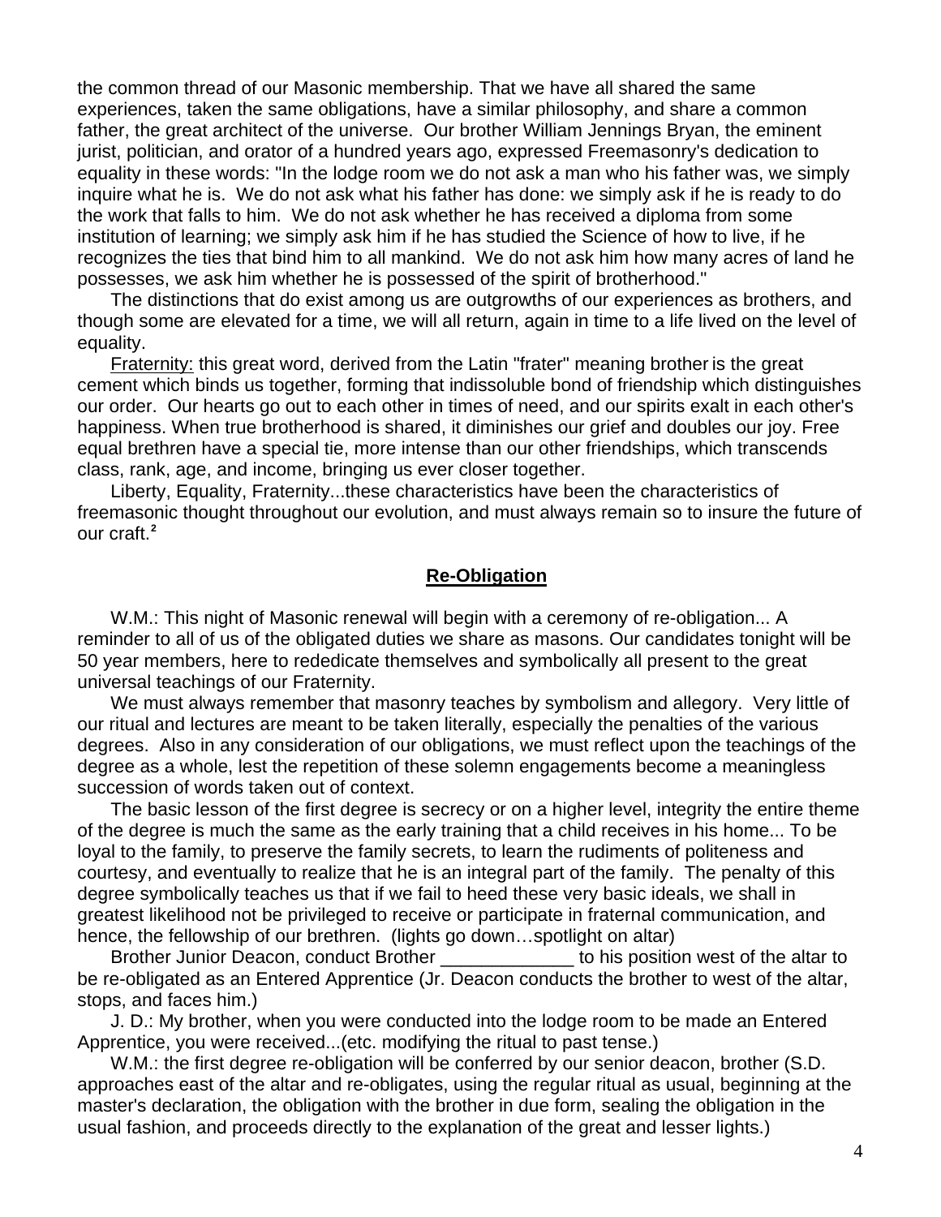the common thread of our Masonic membership. That we have all shared the same experiences, taken the same obligations, have a similar philosophy, and share a common father, the great architect of the universe. Our brother William Jennings Bryan, the eminent jurist, politician, and orator of a hundred years ago, expressed Freemasonry's dedication to equality in these words: "In the lodge room we do not ask a man who his father was, we simply inquire what he is. We do not ask what his father has done: we simply ask if he is ready to do the work that falls to him. We do not ask whether he has received a diploma from some institution of learning; we simply ask him if he has studied the Science of how to live, if he recognizes the ties that bind him to all mankind. We do not ask him how many acres of land he possesses, we ask him whether he is possessed of the spirit of brotherhood."

The distinctions that do exist among us are outgrowths of our experiences as brothers, and though some are elevated for a time, we will all return, again in time to a life lived on the level of equality.

Fraternity: this great word, derived from the Latin "frater" meaning brother is the great cement which binds us together, forming that indissoluble bond of friendship which distinguishes our order. Our hearts go out to each other in times of need, and our spirits exalt in each other's happiness. When true brotherhood is shared, it diminishes our grief and doubles our joy. Free equal brethren have a special tie, more intense than our other friendships, which transcends class, rank, age, and income, bringing us ever closer together.

Liberty, Equality, Fraternity...these characteristics have been the characteristics of freemasonic thought throughout our evolution, and must always remain so to insure the future of our craft.[2]

## Re-Obligation

W.M.: This night of Masonic renewal will begin with a ceremony of re-obligation... A reminder to all of us of the obligated duties we share as masons. Our candidates tonight will be 50 year members, here to rededicate themselves and symbolically all present to the great universal teachings of our Fraternity.

We must always remember that masonry teaches by symbolism and allegory. Very little of our ritual and lectures are meant to be taken literally, especially the penalties of the various degrees. Also in any consideration of our obligations, we must reflect upon the teachings of the degree as a whole, lest the repetition of these solemn engagements become a meaningless succession of words taken out of context.

The basic lesson of the first degree is secrecy or on a higher level, integrity the entire theme of the degree is much the same as the early training that a child receives in his home... To be loyal to the family, to preserve the family secrets, to learn the rudiments of politeness and courtesy, and eventually to realize that he is an integral part of the family. The penalty of this degree symbolically teaches us that if we fail to heed these very basic ideals, we shall in greatest likelihood not be privileged to receive or participate in fraternal communication, and hence, the fellowship of our brethren. (lights go down…spotlight on altar)

Brother Junior Deacon, conduct Brother _____________ to his position west of the altar to be re-obligated as an Entered Apprentice (Jr. Deacon conducts the brother to west of the altar, stops, and faces him.)

J. D.: My brother, when you were conducted into the lodge room to be made an Entered Apprentice, you were received...(etc. modifying the ritual to past tense.)

W.M.: the first degree re-obligation will be conferred by our senior deacon, brother (S.D. approaches east of the altar and re-obligates, using the regular ritual as usual, beginning at the master's declaration, the obligation with the brother in due form, sealing the obligation in the usual fashion, and proceeds directly to the explanation of the great and lesser lights.)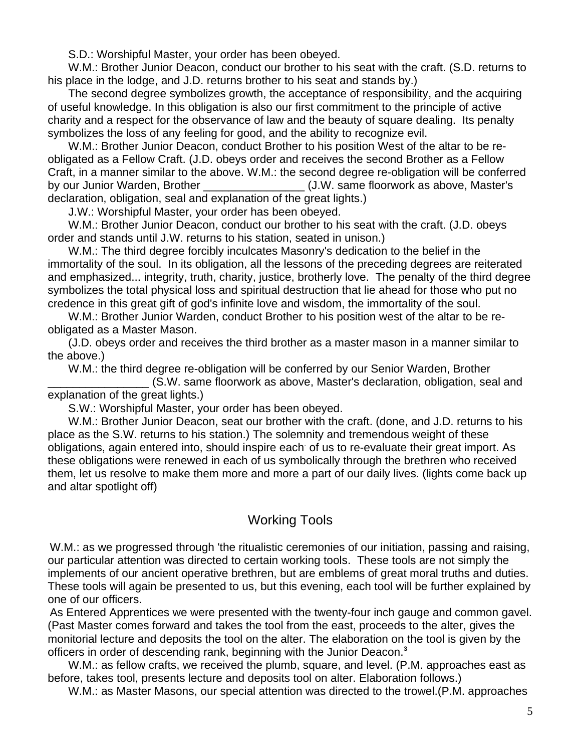S.D.: Worshipful Master, your order has been obeyed.

W.M.: Brother Junior Deacon, conduct our brother to his seat with the craft. (S.D. returns to his place in the lodge, and J.D. returns brother to his seat and stands by.)

The second degree symbolizes growth, the acceptance of responsibility, and the acquiring of useful knowledge. In this obligation is also our first commitment to the principle of active charity and a respect for the observance of law and the beauty of square dealing. Its penalty symbolizes the loss of any feeling for good, and the ability to recognize evil.

W.M.: Brother Junior Deacon, conduct Brother to his position West of the altar to be re-obligated as a Fellow Craft. (J.D. obeys order and receives the second Brother as a Fellow Craft, in a manner similar to the above. W.M.: the second degree re-obligation will be conferred by our Junior Warden, Brother ________________ (J.W. same floorwork as above, Master's declaration, obligation, seal and explanation of the great lights.)

J.W.: Worshipful Master, your order has been obeyed.

W.M.: Brother Junior Deacon, conduct our brother to his seat with the craft. (J.D. obeys order and stands until J.W. returns to his station, seated in unison.)

W.M.: The third degree forcibly inculcates Masonry's dedication to the belief in the immortality of the soul. In its obligation, all the lessons of the preceding degrees are reiterated and emphasized... integrity, truth, charity, justice, brotherly love. The penalty of the third degree symbolizes the total physical loss and spiritual destruction that lie ahead for those who put no credence in this great gift of god's infinite love and wisdom, the immortality of the soul.

W.M.: Brother Junior Warden, conduct Brother to his position west of the altar to be re-obligated as a Master Mason.

(J.D. obeys order and receives the third brother as a master mason in a manner similar to the above.)

W.M.: the third degree re-obligation will be conferred by our Senior Warden, Brother ________________ (S.W. same floorwork as above, Master's declaration, obligation, seal and explanation of the great lights.)

S.W.: Worshipful Master, your order has been obeyed.

W.M.: Brother Junior Deacon, seat our brother with the craft. (done, and J.D. returns to his place as the S.W. returns to his station.) The solemnity and tremendous weight of these obligations, again entered into, should inspire each of us to re-evaluate their great import. As these obligations were renewed in each of us symbolically through the brethren who received them, let us resolve to make them more and more a part of our daily lives. (lights come back up and altar spotlight off)

## Working Tools

W.M.: as we progressed through 'the ritualistic ceremonies of our initiation, passing and raising, our particular attention was directed to certain working tools. These tools are not simply the implements of our ancient operative brethren, but are emblems of great moral truths and duties. These tools will again be presented to us, but this evening, each tool will be further explained by one of our officers.

As Entered Apprentices we were presented with the twenty-four inch gauge and common gavel. (Past Master comes forward and takes the tool from the east, proceeds to the alter, gives the monitorial lecture and deposits the tool on the alter. The elaboration on the tool is given by the officers in order of descending rank, beginning with the Junior Deacon.[3]

W.M.: as fellow crafts, we received the plumb, square, and level. (P.M. approaches east as before, takes tool, presents lecture and deposits tool on alter. Elaboration follows.)

W.M.: as Master Masons, our special attention was directed to the trowel.(P.M. approaches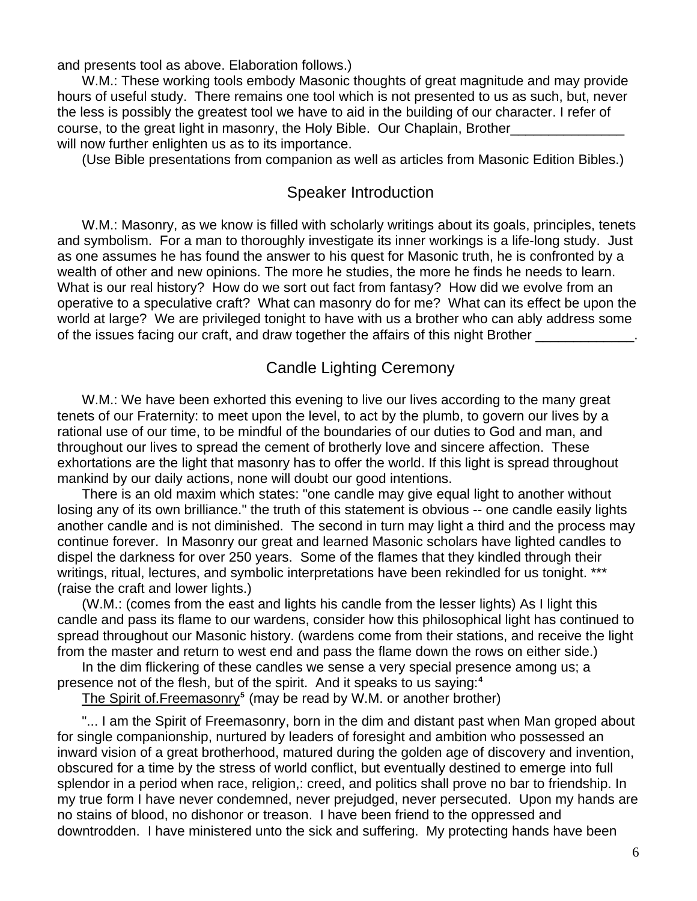and presents tool as above. Elaboration follows.)

W.M.: These working tools embody Masonic thoughts of great magnitude and may provide hours of useful study. There remains one tool which is not presented to us as such, but, never the less is possibly the greatest tool we have to aid in the building of our character. I refer of course, to the great light in masonry, the Holy Bible. Our Chaplain, Brother_______________ will now further enlighten us as to its importance.

(Use Bible presentations from companion as well as articles from Masonic Edition Bibles.)

## Speaker Introduction

W.M.: Masonry, as we know is filled with scholarly writings about its goals, principles, tenets and symbolism. For a man to thoroughly investigate its inner workings is a life-long study. Just as one assumes he has found the answer to his quest for Masonic truth, he is confronted by a wealth of other and new opinions. The more he studies, the more he finds he needs to learn. What is our real history? How do we sort out fact from fantasy? How did we evolve from an operative to a speculative craft? What can masonry do for me? What can its effect be upon the world at large? We are privileged tonight to have with us a brother who can ably address some of the issues facing our craft, and draw together the affairs of this night Brother _____________.

## Candle Lighting Ceremony

W.M.: We have been exhorted this evening to live our lives according to the many great tenets of our Fraternity: to meet upon the level, to act by the plumb, to govern our lives by a rational use of our time, to be mindful of the boundaries of our duties to God and man, and throughout our lives to spread the cement of brotherly love and sincere affection. These exhortations are the light that masonry has to offer the world. If this light is spread throughout mankind by our daily actions, none will doubt our good intentions.

There is an old maxim which states: "one candle may give equal light to another without losing any of its own brilliance." the truth of this statement is obvious -- one candle easily lights another candle and is not diminished. The second in turn may light a third and the process may continue forever. In Masonry our great and learned Masonic scholars have lighted candles to dispel the darkness for over 250 years. Some of the flames that they kindled through their writings, ritual, lectures, and symbolic interpretations have been rekindled for us tonight. *** (raise the craft and lower lights.)

(W.M.: (comes from the east and lights his candle from the lesser lights) As I light this candle and pass its flame to our wardens, consider how this philosophical light has continued to spread throughout our Masonic history. (wardens come from their stations, and receive the light from the master and return to west end and pass the flame down the rows on either side.)

In the dim flickering of these candles we sense a very special presence among us; a presence not of the flesh, but of the spirit. And it speaks to us saying:[4]

<u>The Spirit of.Freemasonry</u>[5] (may be read by W.M. or another brother)

"... I am the Spirit of Freemasonry, born in the dim and distant past when Man groped about for single companionship, nurtured by leaders of foresight and ambition who possessed an inward vision of a great brotherhood, matured during the golden age of discovery and invention, obscured for a time by the stress of world conflict, but eventually destined to emerge into full splendor in a period when race, religion,: creed, and politics shall prove no bar to friendship. In my true form I have never condemned, never prejudged, never persecuted. Upon my hands are no stains of blood, no dishonor or treason. I have been friend to the oppressed and downtrodden. I have ministered unto the sick and suffering. My protecting hands have been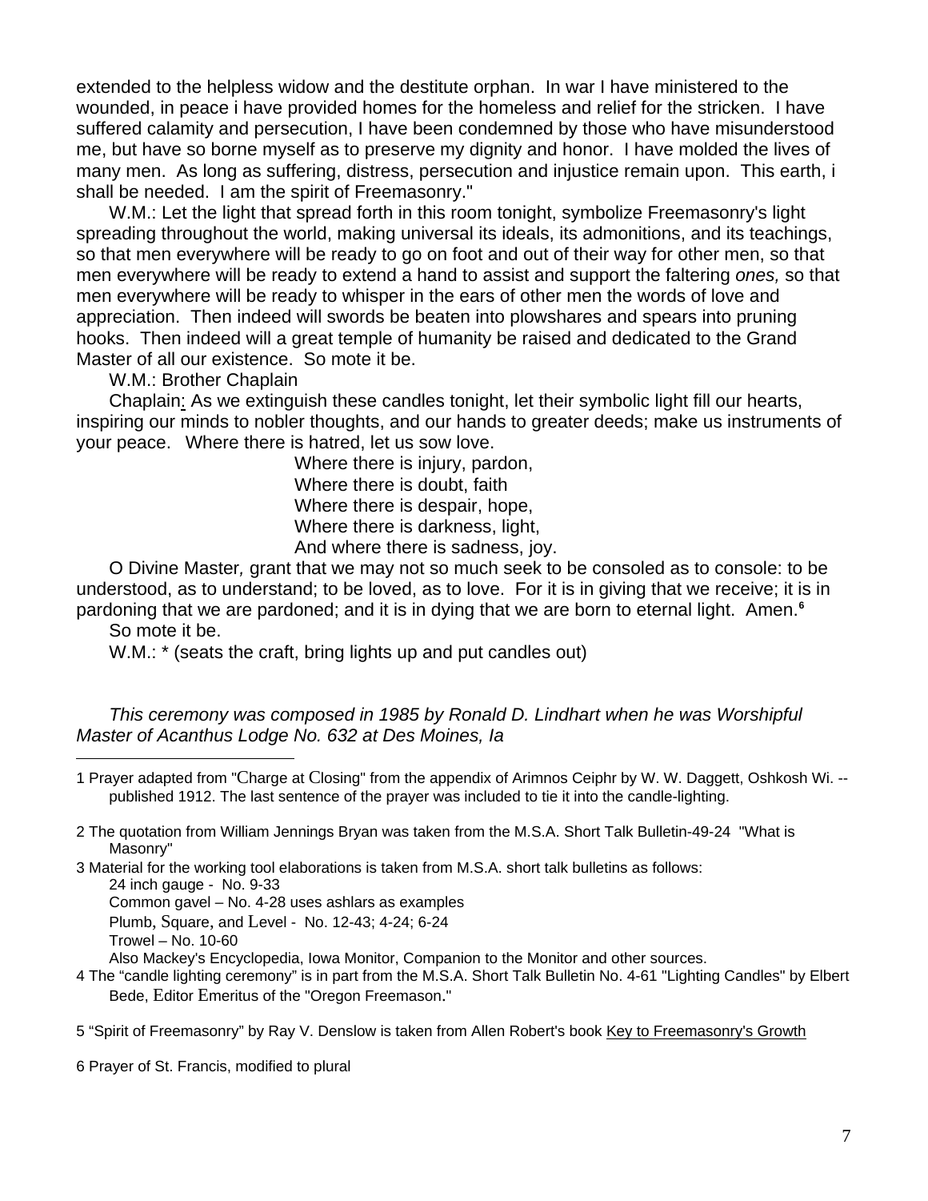extended to the helpless widow and the destitute orphan. In war I have ministered to the wounded, in peace i have provided homes for the homeless and relief for the stricken. I have suffered calamity and persecution, I have been condemned by those who have misunderstood me, but have so borne myself as to preserve my dignity and honor. I have molded the lives of many men. As long as suffering, distress, persecution and injustice remain upon. This earth, i shall be needed. I am the spirit of Freemasonry."

W.M.: Let the light that spread forth in this room tonight, symbolize Freemasonry's light spreading throughout the world, making universal its ideals, its admonitions, and its teachings, so that men everywhere will be ready to go on foot and out of their way for other men, so that men everywhere will be ready to extend a hand to assist and support the faltering *ones,* so that men everywhere will be ready to whisper in the ears of other men the words of love and appreciation. Then indeed will swords be beaten into plowshares and spears into pruning hooks. Then indeed will a great temple of humanity be raised and dedicated to the Grand Master of all our existence. So mote it be.

W.M.: Brother Chaplain

Chaplain: As we extinguish these candles tonight, let their symbolic light fill our hearts, inspiring our minds to nobler thoughts, and our hands to greater deeds; make us instruments of your peace. Where there is hatred, let us sow love.

Where there is injury, pardon,
Where there is doubt, faith
Where there is despair, hope,
Where there is darkness, light,
And where there is sadness, joy.

O Divine Master*,* grant that we may not so much seek to be consoled as to console: to be understood, as to understand; to be loved, as to love. For it is in giving that we receive; it is in pardoning that we are pardoned; and it is in dying that we are born to eternal light. Amen.[6]

So mote it be.

W.M.: * (seats the craft, bring lights up and put candles out)

*This ceremony was composed in 1985 by Ronald D. Lindhart when he was Worshipful Master of Acanthus Lodge No. 632 at Des Moines, Ia*

---

1 Prayer adapted from "Charge at Closing" from the appendix of Arimnos Ceiphr by W. W. Daggett, Oshkosh Wi. -- published 1912. The last sentence of the prayer was included to tie it into the candle-lighting.

2 The quotation from William Jennings Bryan was taken from the M.S.A. Short Talk Bulletin-49-24 "What is Masonry"

3 Material for the working tool elaborations is taken from M.S.A. short talk bulletins as follows:
24 inch gauge - No. 9-33
Common gavel – No. 4-28 uses ashlars as examples
Plumb, Square, and Level - No. 12-43; 4-24; 6-24
Trowel – No. 10-60
Also Mackey's Encyclopedia, Iowa Monitor, Companion to the Monitor and other sources.

4 The "candle lighting ceremony" is in part from the M.S.A. Short Talk Bulletin No. 4-61 "Lighting Candles" by Elbert Bede, Editor Emeritus of the "Oregon Freemason."

5 "Spirit of Freemasonry" by Ray V. Denslow is taken from Allen Robert's book Key to Freemasonry's Growth

6 Prayer of St. Francis, modified to plural